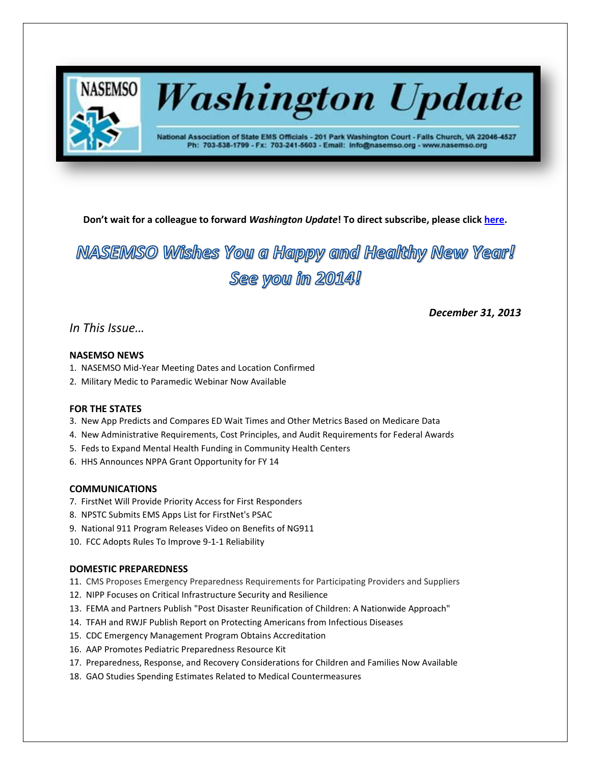# Washington Update

National Association of State EMS Officials - 201 Park Washington Court - Falls Church, VA 22046-4527
Ph: 703-538-1799 - Fx: 703-241-5603 - Email: info@nasemso.org - www.nasemso.org

**Don't wait for a colleague to forward *Washington Update*! To direct subscribe, please click [here](#).**

## *NASEMSO Wishes You a Happy and Healthy New Year! See you in 2014!*

***December 31, 2013***

*In This Issue…*

**NASEMSO NEWS**

1. NASEMSO Mid-Year Meeting Dates and Location Confirmed
2. Military Medic to Paramedic Webinar Now Available

**FOR THE STATES**

3. New App Predicts and Compares ED Wait Times and Other Metrics Based on Medicare Data
4. New Administrative Requirements, Cost Principles, and Audit Requirements for Federal Awards
5. Feds to Expand Mental Health Funding in Community Health Centers
6. HHS Announces NPPA Grant Opportunity for FY 14

**COMMUNICATIONS**

7. FirstNet Will Provide Priority Access for First Responders
8. NPSTC Submits EMS Apps List for FirstNet's PSAC
9. National 911 Program Releases Video on Benefits of NG911
10. FCC Adopts Rules To Improve 9-1-1 Reliability

**DOMESTIC PREPAREDNESS**

11. CMS Proposes Emergency Preparedness Requirements for Participating Providers and Suppliers
12. NIPP Focuses on Critical Infrastructure Security and Resilience
13. FEMA and Partners Publish "Post Disaster Reunification of Children: A Nationwide Approach"
14. TFAH and RWJF Publish Report on Protecting Americans from Infectious Diseases
15. CDC Emergency Management Program Obtains Accreditation
16. AAP Promotes Pediatric Preparedness Resource Kit
17. Preparedness, Response, and Recovery Considerations for Children and Families Now Available
18. GAO Studies Spending Estimates Related to Medical Countermeasures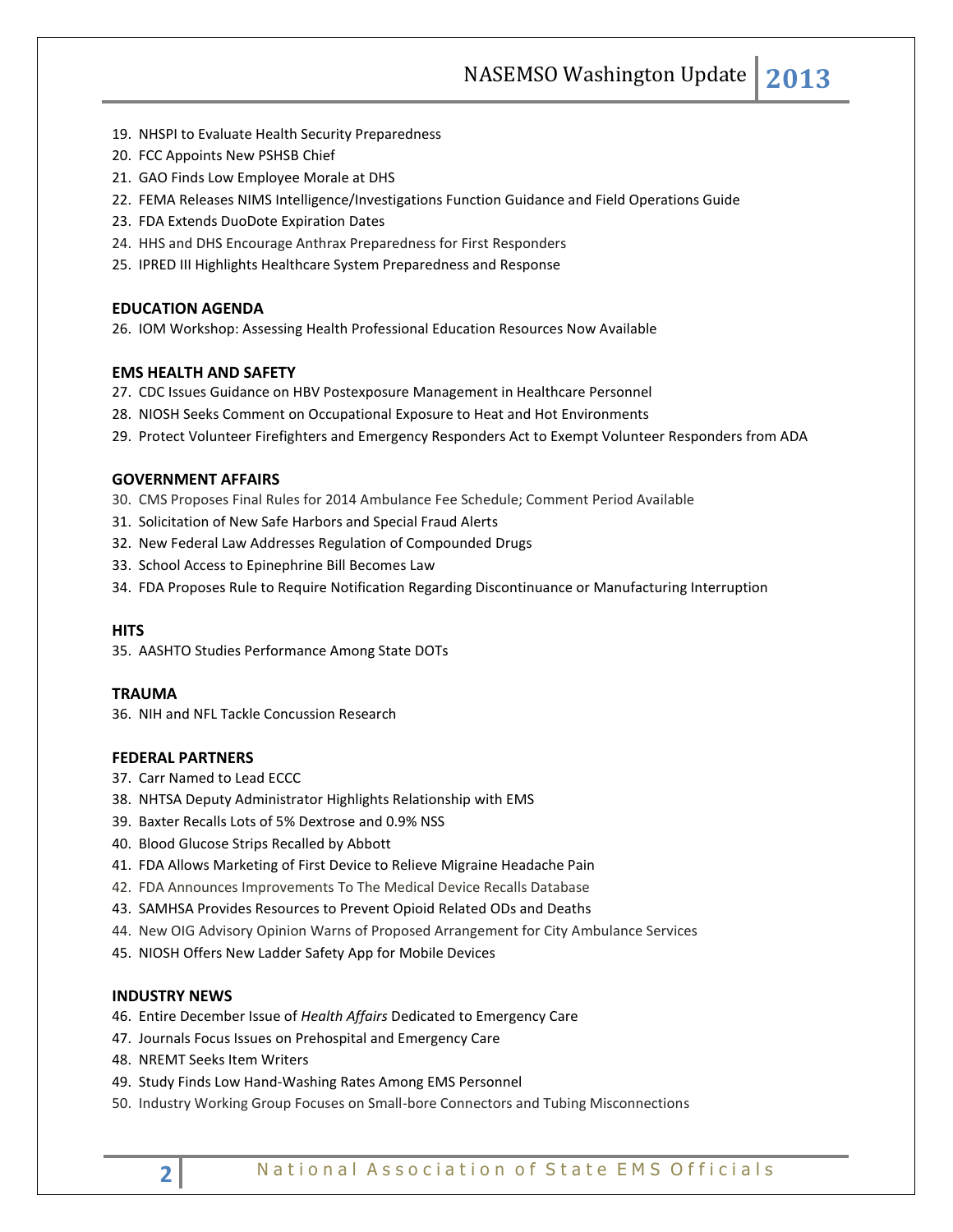19. NHSPI to Evaluate Health Security Preparedness
20. FCC Appoints New PSHSB Chief
21. GAO Finds Low Employee Morale at DHS
22. FEMA Releases NIMS Intelligence/Investigations Function Guidance and Field Operations Guide
23. FDA Extends DuoDote Expiration Dates
24. HHS and DHS Encourage Anthrax Preparedness for First Responders
25. IPRED III Highlights Healthcare System Preparedness and Response

**EDUCATION AGENDA**

26. IOM Workshop: Assessing Health Professional Education Resources Now Available

**EMS HEALTH AND SAFETY**

27. CDC Issues Guidance on HBV Postexposure Management in Healthcare Personnel
28. NIOSH Seeks Comment on Occupational Exposure to Heat and Hot Environments
29. Protect Volunteer Firefighters and Emergency Responders Act to Exempt Volunteer Responders from ADA

**GOVERNMENT AFFAIRS**

30. CMS Proposes Final Rules for 2014 Ambulance Fee Schedule; Comment Period Available
31. Solicitation of New Safe Harbors and Special Fraud Alerts
32. New Federal Law Addresses Regulation of Compounded Drugs
33. School Access to Epinephrine Bill Becomes Law
34. FDA Proposes Rule to Require Notification Regarding Discontinuance or Manufacturing Interruption

**HITS**

35. AASHTO Studies Performance Among State DOTs

**TRAUMA**

36. NIH and NFL Tackle Concussion Research

**FEDERAL PARTNERS**

37. Carr Named to Lead ECCC
38. NHTSA Deputy Administrator Highlights Relationship with EMS
39. Baxter Recalls Lots of 5% Dextrose and 0.9% NSS
40. Blood Glucose Strips Recalled by Abbott
41. FDA Allows Marketing of First Device to Relieve Migraine Headache Pain
42. FDA Announces Improvements To The Medical Device Recalls Database
43. SAMHSA Provides Resources to Prevent Opioid Related ODs and Deaths
44. New OIG Advisory Opinion Warns of Proposed Arrangement for City Ambulance Services
45. NIOSH Offers New Ladder Safety App for Mobile Devices

**INDUSTRY NEWS**

46. Entire December Issue of *Health Affairs* Dedicated to Emergency Care
47. Journals Focus Issues on Prehospital and Emergency Care
48. NREMT Seeks Item Writers
49. Study Finds Low Hand-Washing Rates Among EMS Personnel
50. Industry Working Group Focuses on Small-bore Connectors and Tubing Misconnections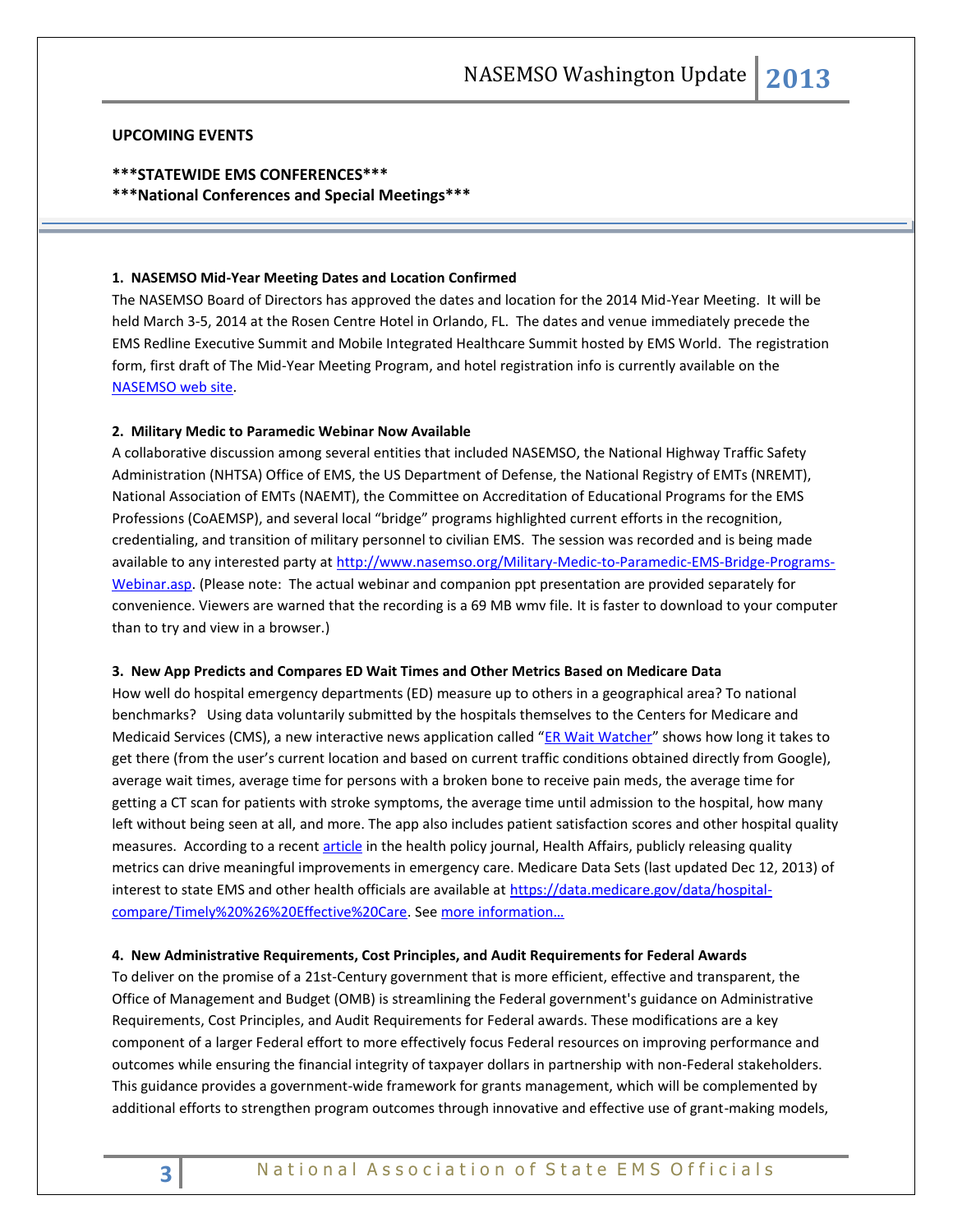**UPCOMING EVENTS**

**\*\*\*STATEWIDE EMS CONFERENCES\*\*\***

**\*\*\*National Conferences and Special Meetings\*\*\***

**1. NASEMSO Mid-Year Meeting Dates and Location Confirmed**

The NASEMSO Board of Directors has approved the dates and location for the 2014 Mid-Year Meeting. It will be held March 3-5, 2014 at the Rosen Centre Hotel in Orlando, FL. The dates and venue immediately precede the EMS Redline Executive Summit and Mobile Integrated Healthcare Summit hosted by EMS World. The registration form, first draft of The Mid-Year Meeting Program, and hotel registration info is currently available on the NASEMSO web site.

**2. Military Medic to Paramedic Webinar Now Available**

A collaborative discussion among several entities that included NASEMSO, the National Highway Traffic Safety Administration (NHTSA) Office of EMS, the US Department of Defense, the National Registry of EMTs (NREMT), National Association of EMTs (NAEMT), the Committee on Accreditation of Educational Programs for the EMS Professions (CoAEMSP), and several local "bridge" programs highlighted current efforts in the recognition, credentialing, and transition of military personnel to civilian EMS. The session was recorded and is being made available to any interested party at http://www.nasemso.org/Military-Medic-to-Paramedic-EMS-Bridge-Programs-Webinar.asp. (Please note: The actual webinar and companion ppt presentation are provided separately for convenience. Viewers are warned that the recording is a 69 MB wmv file. It is faster to download to your computer than to try and view in a browser.)

**3. New App Predicts and Compares ED Wait Times and Other Metrics Based on Medicare Data**

How well do hospital emergency departments (ED) measure up to others in a geographical area? To national benchmarks? Using data voluntarily submitted by the hospitals themselves to the Centers for Medicare and Medicaid Services (CMS), a new interactive news application called "ER Wait Watcher" shows how long it takes to get there (from the user's current location and based on current traffic conditions obtained directly from Google), average wait times, average time for persons with a broken bone to receive pain meds, the average time for getting a CT scan for patients with stroke symptoms, the average time until admission to the hospital, how many left without being seen at all, and more. The app also includes patient satisfaction scores and other hospital quality measures. According to a recent article in the health policy journal, Health Affairs, publicly releasing quality metrics can drive meaningful improvements in emergency care. Medicare Data Sets (last updated Dec 12, 2013) of interest to state EMS and other health officials are available at https://data.medicare.gov/data/hospital-compare/Timely%20%26%20Effective%20Care. See more information…

**4. New Administrative Requirements, Cost Principles, and Audit Requirements for Federal Awards**

To deliver on the promise of a 21st-Century government that is more efficient, effective and transparent, the Office of Management and Budget (OMB) is streamlining the Federal government's guidance on Administrative Requirements, Cost Principles, and Audit Requirements for Federal awards. These modifications are a key component of a larger Federal effort to more effectively focus Federal resources on improving performance and outcomes while ensuring the financial integrity of taxpayer dollars in partnership with non-Federal stakeholders. This guidance provides a government-wide framework for grants management, which will be complemented by additional efforts to strengthen program outcomes through innovative and effective use of grant-making models,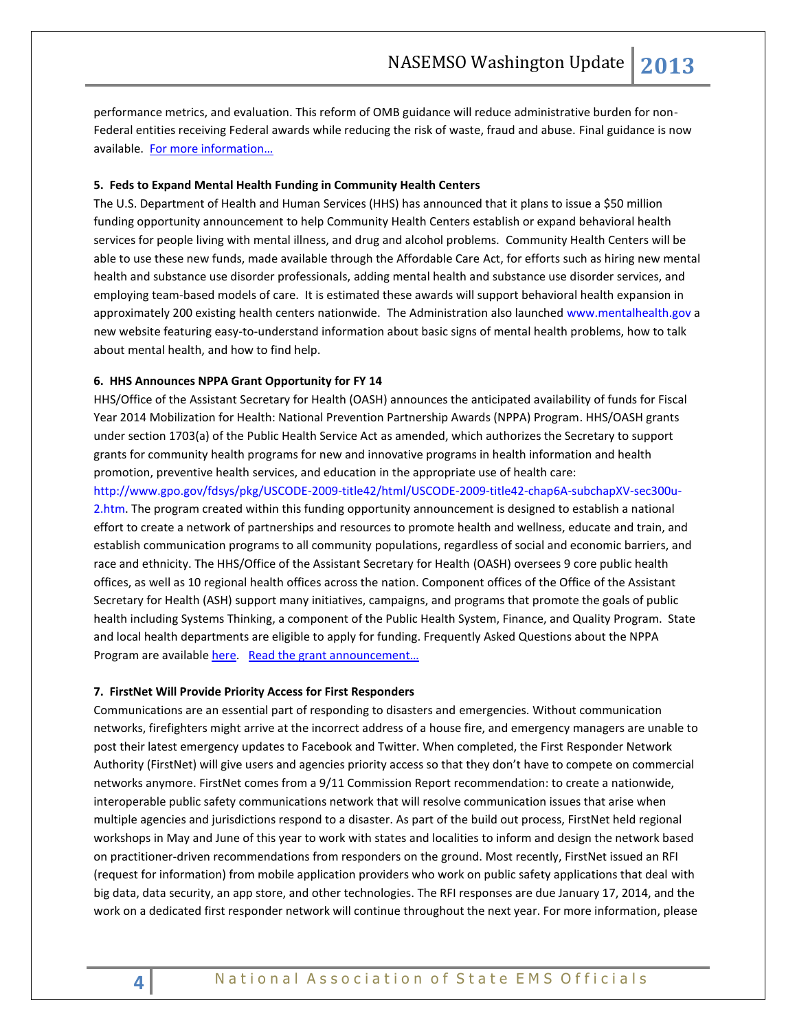performance metrics, and evaluation. This reform of OMB guidance will reduce administrative burden for non-Federal entities receiving Federal awards while reducing the risk of waste, fraud and abuse. Final guidance is now available. [For more information…]

**5. Feds to Expand Mental Health Funding in Community Health Centers**

The U.S. Department of Health and Human Services (HHS) has announced that it plans to issue a $50 million funding opportunity announcement to help Community Health Centers establish or expand behavioral health services for people living with mental illness, and drug and alcohol problems. Community Health Centers will be able to use these new funds, made available through the Affordable Care Act, for efforts such as hiring new mental health and substance use disorder professionals, adding mental health and substance use disorder services, and employing team-based models of care. It is estimated these awards will support behavioral health expansion in approximately 200 existing health centers nationwide. The Administration also launched www.mentalhealth.gov a new website featuring easy-to-understand information about basic signs of mental health problems, how to talk about mental health, and how to find help.

**6. HHS Announces NPPA Grant Opportunity for FY 14**

HHS/Office of the Assistant Secretary for Health (OASH) announces the anticipated availability of funds for Fiscal Year 2014 Mobilization for Health: National Prevention Partnership Awards (NPPA) Program. HHS/OASH grants under section 1703(a) of the Public Health Service Act as amended, which authorizes the Secretary to support grants for community health programs for new and innovative programs in health information and health promotion, preventive health services, and education in the appropriate use of health care: http://www.gpo.gov/fdsys/pkg/USCODE-2009-title42/html/USCODE-2009-title42-chap6A-subchapXV-sec300u-2.htm. The program created within this funding opportunity announcement is designed to establish a national effort to create a network of partnerships and resources to promote health and wellness, educate and train, and establish communication programs to all community populations, regardless of social and economic barriers, and race and ethnicity. The HHS/Office of the Assistant Secretary for Health (OASH) oversees 9 core public health offices, as well as 10 regional health offices across the nation. Component offices of the Office of the Assistant Secretary for Health (ASH) support many initiatives, campaigns, and programs that promote the goals of public health including Systems Thinking, a component of the Public Health System, Finance, and Quality Program. State and local health departments are eligible to apply for funding. Frequently Asked Questions about the NPPA Program are available [here]. [Read the grant announcement…]

**7. FirstNet Will Provide Priority Access for First Responders**

Communications are an essential part of responding to disasters and emergencies. Without communication networks, firefighters might arrive at the incorrect address of a house fire, and emergency managers are unable to post their latest emergency updates to Facebook and Twitter. When completed, the First Responder Network Authority (FirstNet) will give users and agencies priority access so that they don't have to compete on commercial networks anymore. FirstNet comes from a 9/11 Commission Report recommendation: to create a nationwide, interoperable public safety communications network that will resolve communication issues that arise when multiple agencies and jurisdictions respond to a disaster. As part of the build out process, FirstNet held regional workshops in May and June of this year to work with states and localities to inform and design the network based on practitioner-driven recommendations from responders on the ground. Most recently, FirstNet issued an RFI (request for information) from mobile application providers who work on public safety applications that deal with big data, data security, an app store, and other technologies. The RFI responses are due January 17, 2014, and the work on a dedicated first responder network will continue throughout the next year. For more information, please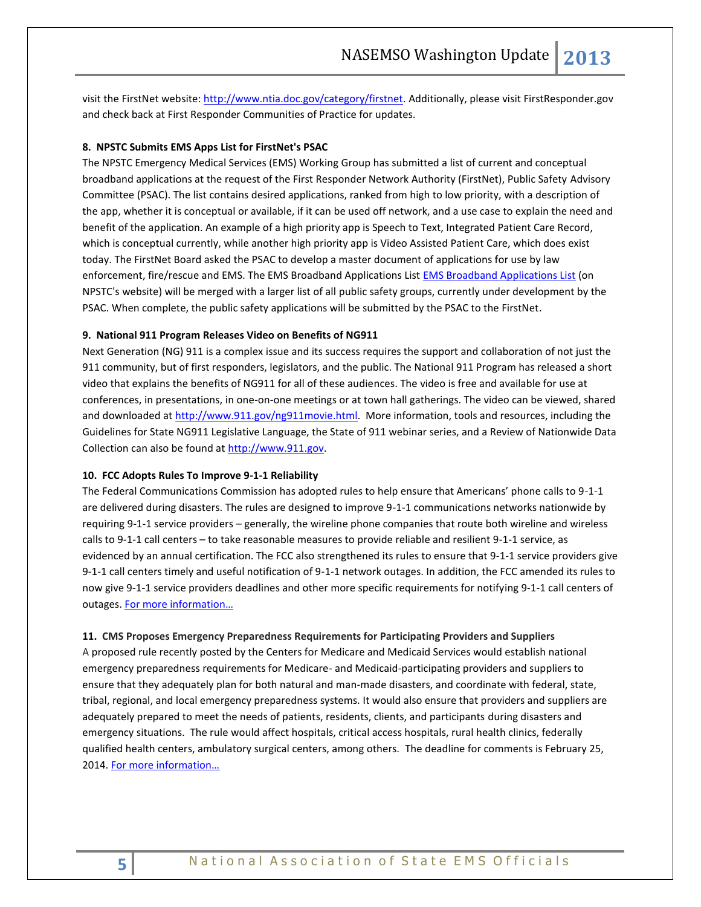visit the FirstNet website: [http://www.ntia.doc.gov/category/firstnet](http://www.ntia.doc.gov/category/firstnet). Additionally, please visit FirstResponder.gov and check back at First Responder Communities of Practice for updates.

### 8. NPSTC Submits EMS Apps List for FirstNet's PSAC

The NPSTC Emergency Medical Services (EMS) Working Group has submitted a list of current and conceptual broadband applications at the request of the First Responder Network Authority (FirstNet), Public Safety Advisory Committee (PSAC). The list contains desired applications, ranked from high to low priority, with a description of the app, whether it is conceptual or available, if it can be used off network, and a use case to explain the need and benefit of the application. An example of a high priority app is Speech to Text, Integrated Patient Care Record, which is conceptual currently, while another high priority app is Video Assisted Patient Care, which does exist today. The FirstNet Board asked the PSAC to develop a master document of applications for use by law enforcement, fire/rescue and EMS. The EMS Broadband Applications List EMS Broadband Applications List (on NPSTC's website) will be merged with a larger list of all public safety groups, currently under development by the PSAC. When complete, the public safety applications will be submitted by the PSAC to the FirstNet.

### 9. National 911 Program Releases Video on Benefits of NG911

Next Generation (NG) 911 is a complex issue and its success requires the support and collaboration of not just the 911 community, but of first responders, legislators, and the public. The National 911 Program has released a short video that explains the benefits of NG911 for all of these audiences. The video is free and available for use at conferences, in presentations, in one-on-one meetings or at town hall gatherings. The video can be viewed, shared and downloaded at [http://www.911.gov/ng911movie.html](http://www.911.gov/ng911movie.html). More information, tools and resources, including the Guidelines for State NG911 Legislative Language, the State of 911 webinar series, and a Review of Nationwide Data Collection can also be found at [http://www.911.gov](http://www.911.gov).

### 10. FCC Adopts Rules To Improve 9-1-1 Reliability

The Federal Communications Commission has adopted rules to help ensure that Americans' phone calls to 9-1-1 are delivered during disasters. The rules are designed to improve 9-1-1 communications networks nationwide by requiring 9-1-1 service providers – generally, the wireline phone companies that route both wireline and wireless calls to 9-1-1 call centers – to take reasonable measures to provide reliable and resilient 9-1-1 service, as evidenced by an annual certification. The FCC also strengthened its rules to ensure that 9-1-1 service providers give 9-1-1 call centers timely and useful notification of 9-1-1 network outages. In addition, the FCC amended its rules to now give 9-1-1 service providers deadlines and other more specific requirements for notifying 9-1-1 call centers of outages. For more information…

### 11. CMS Proposes Emergency Preparedness Requirements for Participating Providers and Suppliers

A proposed rule recently posted by the Centers for Medicare and Medicaid Services would establish national emergency preparedness requirements for Medicare- and Medicaid-participating providers and suppliers to ensure that they adequately plan for both natural and man-made disasters, and coordinate with federal, state, tribal, regional, and local emergency preparedness systems. It would also ensure that providers and suppliers are adequately prepared to meet the needs of patients, residents, clients, and participants during disasters and emergency situations. The rule would affect hospitals, critical access hospitals, rural health clinics, federally qualified health centers, ambulatory surgical centers, among others. The deadline for comments is February 25, 2014. For more information…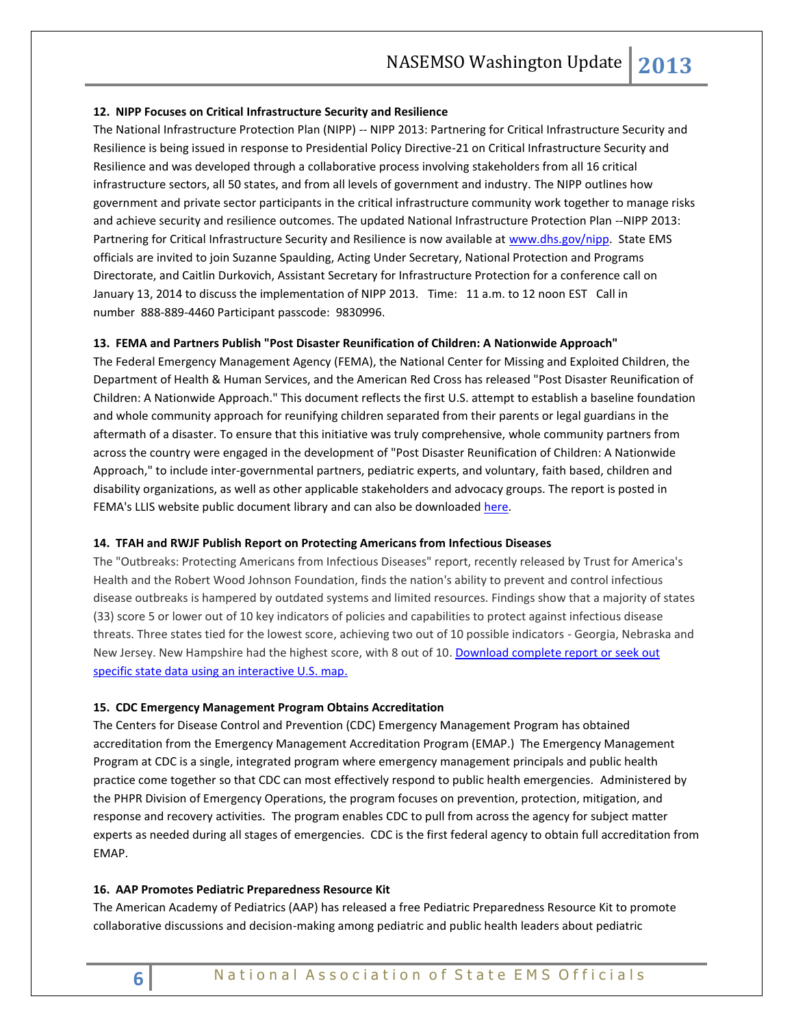**12. NIPP Focuses on Critical Infrastructure Security and Resilience**

The National Infrastructure Protection Plan (NIPP) -- NIPP 2013: Partnering for Critical Infrastructure Security and Resilience is being issued in response to Presidential Policy Directive-21 on Critical Infrastructure Security and Resilience and was developed through a collaborative process involving stakeholders from all 16 critical infrastructure sectors, all 50 states, and from all levels of government and industry. The NIPP outlines how government and private sector participants in the critical infrastructure community work together to manage risks and achieve security and resilience outcomes. The updated National Infrastructure Protection Plan --NIPP 2013: Partnering for Critical Infrastructure Security and Resilience is now available at [www.dhs.gov/nipp](http://www.dhs.gov/nipp). State EMS officials are invited to join Suzanne Spaulding, Acting Under Secretary, National Protection and Programs Directorate, and Caitlin Durkovich, Assistant Secretary for Infrastructure Protection for a conference call on January 13, 2014 to discuss the implementation of NIPP 2013. Time: 11 a.m. to 12 noon EST Call in number 888-889-4460 Participant passcode: 9830996.

**13. FEMA and Partners Publish "Post Disaster Reunification of Children: A Nationwide Approach"**

The Federal Emergency Management Agency (FEMA), the National Center for Missing and Exploited Children, the Department of Health & Human Services, and the American Red Cross has released "Post Disaster Reunification of Children: A Nationwide Approach." This document reflects the first U.S. attempt to establish a baseline foundation and whole community approach for reunifying children separated from their parents or legal guardians in the aftermath of a disaster. To ensure that this initiative was truly comprehensive, whole community partners from across the country were engaged in the development of "Post Disaster Reunification of Children: A Nationwide Approach," to include inter-governmental partners, pediatric experts, and voluntary, faith based, children and disability organizations, as well as other applicable stakeholders and advocacy groups. The report is posted in FEMA's LLIS website public document library and can also be downloaded here.

**14. TFAH and RWJF Publish Report on Protecting Americans from Infectious Diseases**

The "Outbreaks: Protecting Americans from Infectious Diseases" report, recently released by Trust for America's Health and the Robert Wood Johnson Foundation, finds the nation's ability to prevent and control infectious disease outbreaks is hampered by outdated systems and limited resources. Findings show that a majority of states (33) score 5 or lower out of 10 key indicators of policies and capabilities to protect against infectious disease threats. Three states tied for the lowest score, achieving two out of 10 possible indicators - Georgia, Nebraska and New Jersey. New Hampshire had the highest score, with 8 out of 10. Download complete report or seek out specific state data using an interactive U.S. map.

**15. CDC Emergency Management Program Obtains Accreditation**

The Centers for Disease Control and Prevention (CDC) Emergency Management Program has obtained accreditation from the Emergency Management Accreditation Program (EMAP.) The Emergency Management Program at CDC is a single, integrated program where emergency management principals and public health practice come together so that CDC can most effectively respond to public health emergencies. Administered by the PHPR Division of Emergency Operations, the program focuses on prevention, protection, mitigation, and response and recovery activities. The program enables CDC to pull from across the agency for subject matter experts as needed during all stages of emergencies. CDC is the first federal agency to obtain full accreditation from EMAP.

**16. AAP Promotes Pediatric Preparedness Resource Kit**

The American Academy of Pediatrics (AAP) has released a free Pediatric Preparedness Resource Kit to promote collaborative discussions and decision-making among pediatric and public health leaders about pediatric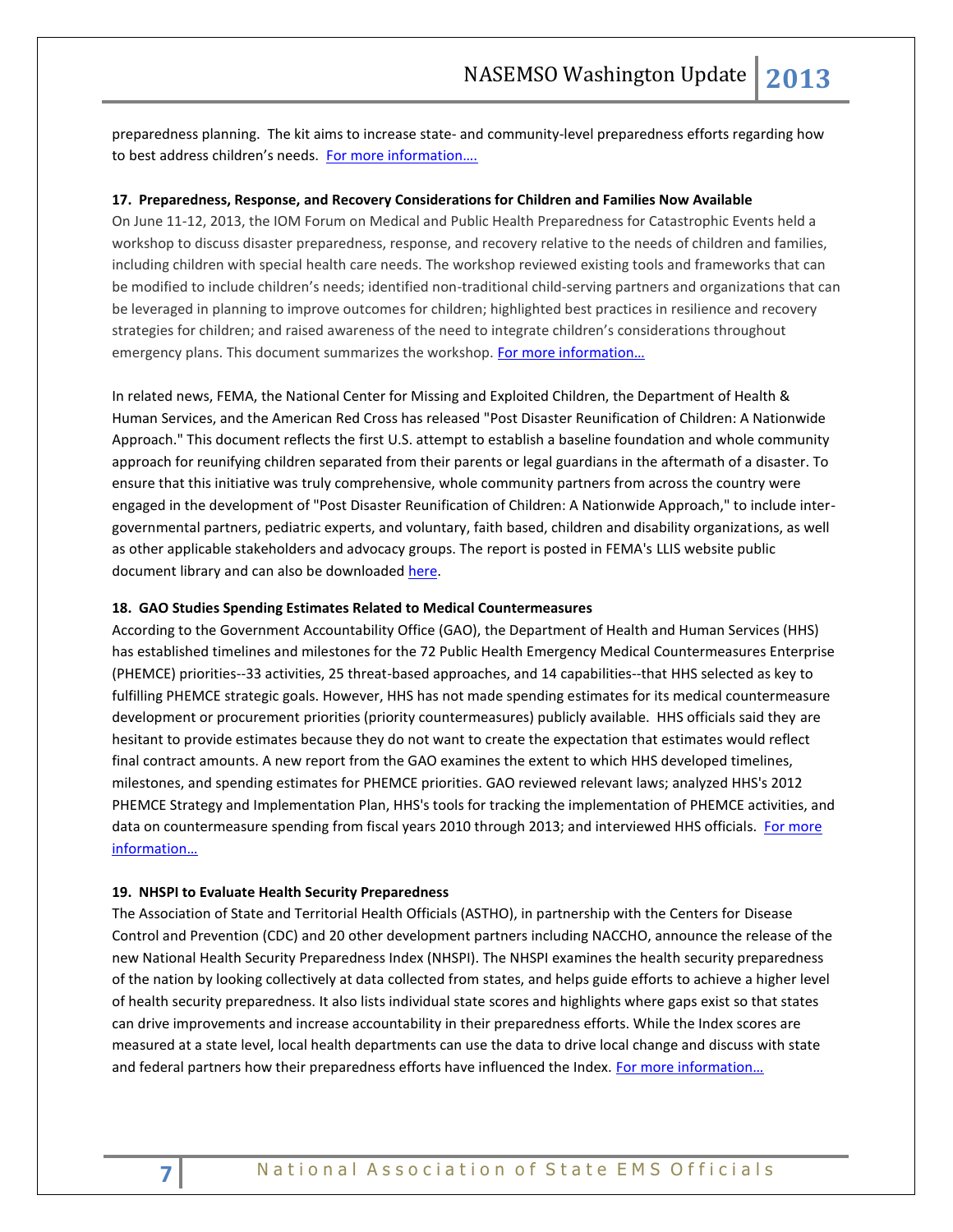preparedness planning. The kit aims to increase state- and community-level preparedness efforts regarding how to best address children's needs. [For more information….]

**17. Preparedness, Response, and Recovery Considerations for Children and Families Now Available**

On June 11-12, 2013, the IOM Forum on Medical and Public Health Preparedness for Catastrophic Events held a workshop to discuss disaster preparedness, response, and recovery relative to the needs of children and families, including children with special health care needs. The workshop reviewed existing tools and frameworks that can be modified to include children's needs; identified non-traditional child-serving partners and organizations that can be leveraged in planning to improve outcomes for children; highlighted best practices in resilience and recovery strategies for children; and raised awareness of the need to integrate children's considerations throughout emergency plans. This document summarizes the workshop. [For more information…]

In related news, FEMA, the National Center for Missing and Exploited Children, the Department of Health & Human Services, and the American Red Cross has released "Post Disaster Reunification of Children: A Nationwide Approach." This document reflects the first U.S. attempt to establish a baseline foundation and whole community approach for reunifying children separated from their parents or legal guardians in the aftermath of a disaster. To ensure that this initiative was truly comprehensive, whole community partners from across the country were engaged in the development of "Post Disaster Reunification of Children: A Nationwide Approach," to include inter-governmental partners, pediatric experts, and voluntary, faith based, children and disability organizations, as well as other applicable stakeholders and advocacy groups. The report is posted in FEMA's LLIS website public document library and can also be downloaded [here].

**18. GAO Studies Spending Estimates Related to Medical Countermeasures**

According to the Government Accountability Office (GAO), the Department of Health and Human Services (HHS) has established timelines and milestones for the 72 Public Health Emergency Medical Countermeasures Enterprise (PHEMCE) priorities--33 activities, 25 threat-based approaches, and 14 capabilities--that HHS selected as key to fulfilling PHEMCE strategic goals. However, HHS has not made spending estimates for its medical countermeasure development or procurement priorities (priority countermeasures) publicly available. HHS officials said they are hesitant to provide estimates because they do not want to create the expectation that estimates would reflect final contract amounts. A new report from the GAO examines the extent to which HHS developed timelines, milestones, and spending estimates for PHEMCE priorities. GAO reviewed relevant laws; analyzed HHS's 2012 PHEMCE Strategy and Implementation Plan, HHS's tools for tracking the implementation of PHEMCE activities, and data on countermeasure spending from fiscal years 2010 through 2013; and interviewed HHS officials. [For more information…]

**19. NHSPI to Evaluate Health Security Preparedness**

The Association of State and Territorial Health Officials (ASTHO), in partnership with the Centers for Disease Control and Prevention (CDC) and 20 other development partners including NACCHO, announce the release of the new National Health Security Preparedness Index (NHSPI). The NHSPI examines the health security preparedness of the nation by looking collectively at data collected from states, and helps guide efforts to achieve a higher level of health security preparedness. It also lists individual state scores and highlights where gaps exist so that states can drive improvements and increase accountability in their preparedness efforts. While the Index scores are measured at a state level, local health departments can use the data to drive local change and discuss with state and federal partners how their preparedness efforts have influenced the Index. [For more information…]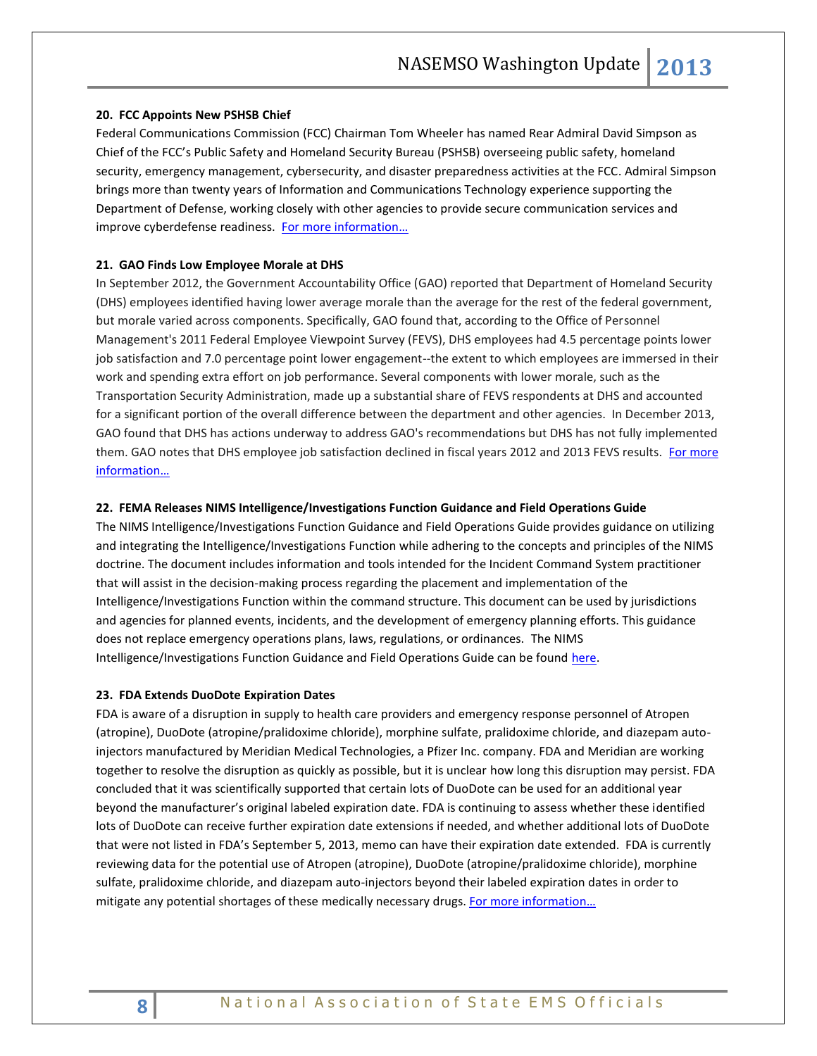**20. FCC Appoints New PSHSB Chief**

Federal Communications Commission (FCC) Chairman Tom Wheeler has named Rear Admiral David Simpson as Chief of the FCC's Public Safety and Homeland Security Bureau (PSHSB) overseeing public safety, homeland security, emergency management, cybersecurity, and disaster preparedness activities at the FCC. Admiral Simpson brings more than twenty years of Information and Communications Technology experience supporting the Department of Defense, working closely with other agencies to provide secure communication services and improve cyberdefense readiness. For more information…

**21. GAO Finds Low Employee Morale at DHS**

In September 2012, the Government Accountability Office (GAO) reported that Department of Homeland Security (DHS) employees identified having lower average morale than the average for the rest of the federal government, but morale varied across components. Specifically, GAO found that, according to the Office of Personnel Management's 2011 Federal Employee Viewpoint Survey (FEVS), DHS employees had 4.5 percentage points lower job satisfaction and 7.0 percentage point lower engagement--the extent to which employees are immersed in their work and spending extra effort on job performance. Several components with lower morale, such as the Transportation Security Administration, made up a substantial share of FEVS respondents at DHS and accounted for a significant portion of the overall difference between the department and other agencies. In December 2013, GAO found that DHS has actions underway to address GAO's recommendations but DHS has not fully implemented them. GAO notes that DHS employee job satisfaction declined in fiscal years 2012 and 2013 FEVS results. For more information…

**22. FEMA Releases NIMS Intelligence/Investigations Function Guidance and Field Operations Guide**

The NIMS Intelligence/Investigations Function Guidance and Field Operations Guide provides guidance on utilizing and integrating the Intelligence/Investigations Function while adhering to the concepts and principles of the NIMS doctrine. The document includes information and tools intended for the Incident Command System practitioner that will assist in the decision-making process regarding the placement and implementation of the Intelligence/Investigations Function within the command structure. This document can be used by jurisdictions and agencies for planned events, incidents, and the development of emergency planning efforts. This guidance does not replace emergency operations plans, laws, regulations, or ordinances. The NIMS Intelligence/Investigations Function Guidance and Field Operations Guide can be found here.

**23. FDA Extends DuoDote Expiration Dates**

FDA is aware of a disruption in supply to health care providers and emergency response personnel of Atropen (atropine), DuoDote (atropine/pralidoxime chloride), morphine sulfate, pralidoxime chloride, and diazepam auto-injectors manufactured by Meridian Medical Technologies, a Pfizer Inc. company. FDA and Meridian are working together to resolve the disruption as quickly as possible, but it is unclear how long this disruption may persist. FDA concluded that it was scientifically supported that certain lots of DuoDote can be used for an additional year beyond the manufacturer's original labeled expiration date. FDA is continuing to assess whether these identified lots of DuoDote can receive further expiration date extensions if needed, and whether additional lots of DuoDote that were not listed in FDA's September 5, 2013, memo can have their expiration date extended. FDA is currently reviewing data for the potential use of Atropen (atropine), DuoDote (atropine/pralidoxime chloride), morphine sulfate, pralidoxime chloride, and diazepam auto-injectors beyond their labeled expiration dates in order to mitigate any potential shortages of these medically necessary drugs. For more information…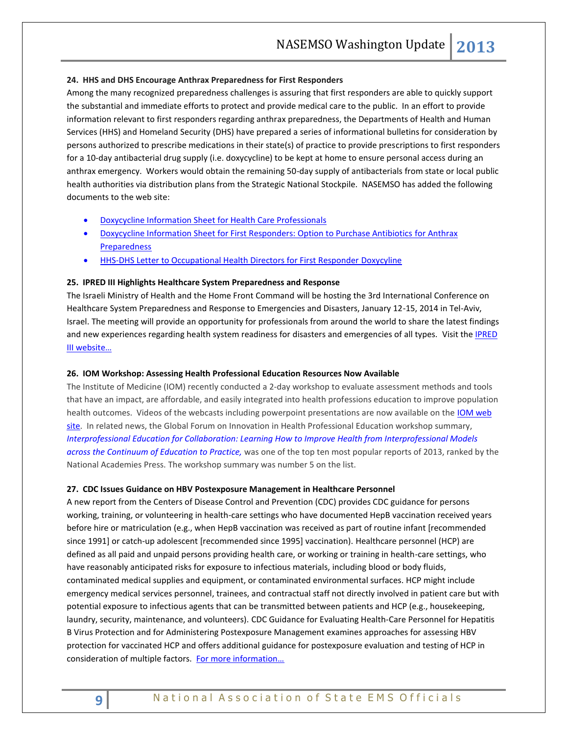**24. HHS and DHS Encourage Anthrax Preparedness for First Responders**

Among the many recognized preparedness challenges is assuring that first responders are able to quickly support the substantial and immediate efforts to protect and provide medical care to the public. In an effort to provide information relevant to first responders regarding anthrax preparedness, the Departments of Health and Human Services (HHS) and Homeland Security (DHS) have prepared a series of informational bulletins for consideration by persons authorized to prescribe medications in their state(s) of practice to provide prescriptions to first responders for a 10-day antibacterial drug supply (i.e. doxycycline) to be kept at home to ensure personal access during an anthrax emergency. Workers would obtain the remaining 50-day supply of antibacterials from state or local public health authorities via distribution plans from the Strategic National Stockpile. NASEMSO has added the following documents to the web site:

- Doxycycline Information Sheet for Health Care Professionals
- Doxycycline Information Sheet for First Responders: Option to Purchase Antibiotics for Anthrax Preparedness
- HHS-DHS Letter to Occupational Health Directors for First Responder Doxycyline

**25. IPRED III Highlights Healthcare System Preparedness and Response**

The Israeli Ministry of Health and the Home Front Command will be hosting the 3rd International Conference on Healthcare System Preparedness and Response to Emergencies and Disasters, January 12-15, 2014 in Tel-Aviv, Israel. The meeting will provide an opportunity for professionals from around the world to share the latest findings and new experiences regarding health system readiness for disasters and emergencies of all types. Visit the IPRED III website…

**26. IOM Workshop: Assessing Health Professional Education Resources Now Available**

The Institute of Medicine (IOM) recently conducted a 2-day workshop to evaluate assessment methods and tools that have an impact, are affordable, and easily integrated into health professions education to improve population health outcomes. Videos of the webcasts including powerpoint presentations are now available on the IOM web site. In related news, the Global Forum on Innovation in Health Professional Education workshop summary, *Interprofessional Education for Collaboration: Learning How to Improve Health from Interprofessional Models across the Continuum of Education to Practice,* was one of the top ten most popular reports of 2013, ranked by the National Academies Press. The workshop summary was number 5 on the list.

**27. CDC Issues Guidance on HBV Postexposure Management in Healthcare Personnel**

A new report from the Centers of Disease Control and Prevention (CDC) provides CDC guidance for persons working, training, or volunteering in health-care settings who have documented HepB vaccination received years before hire or matriculation (e.g., when HepB vaccination was received as part of routine infant [recommended since 1991] or catch-up adolescent [recommended since 1995] vaccination). Healthcare personnel (HCP) are defined as all paid and unpaid persons providing health care, or working or training in health-care settings, who have reasonably anticipated risks for exposure to infectious materials, including blood or body fluids, contaminated medical supplies and equipment, or contaminated environmental surfaces. HCP might include emergency medical services personnel, trainees, and contractual staff not directly involved in patient care but with potential exposure to infectious agents that can be transmitted between patients and HCP (e.g., housekeeping, laundry, security, maintenance, and volunteers). CDC Guidance for Evaluating Health-Care Personnel for Hepatitis B Virus Protection and for Administering Postexposure Management examines approaches for assessing HBV protection for vaccinated HCP and offers additional guidance for postexposure evaluation and testing of HCP in consideration of multiple factors. For more information…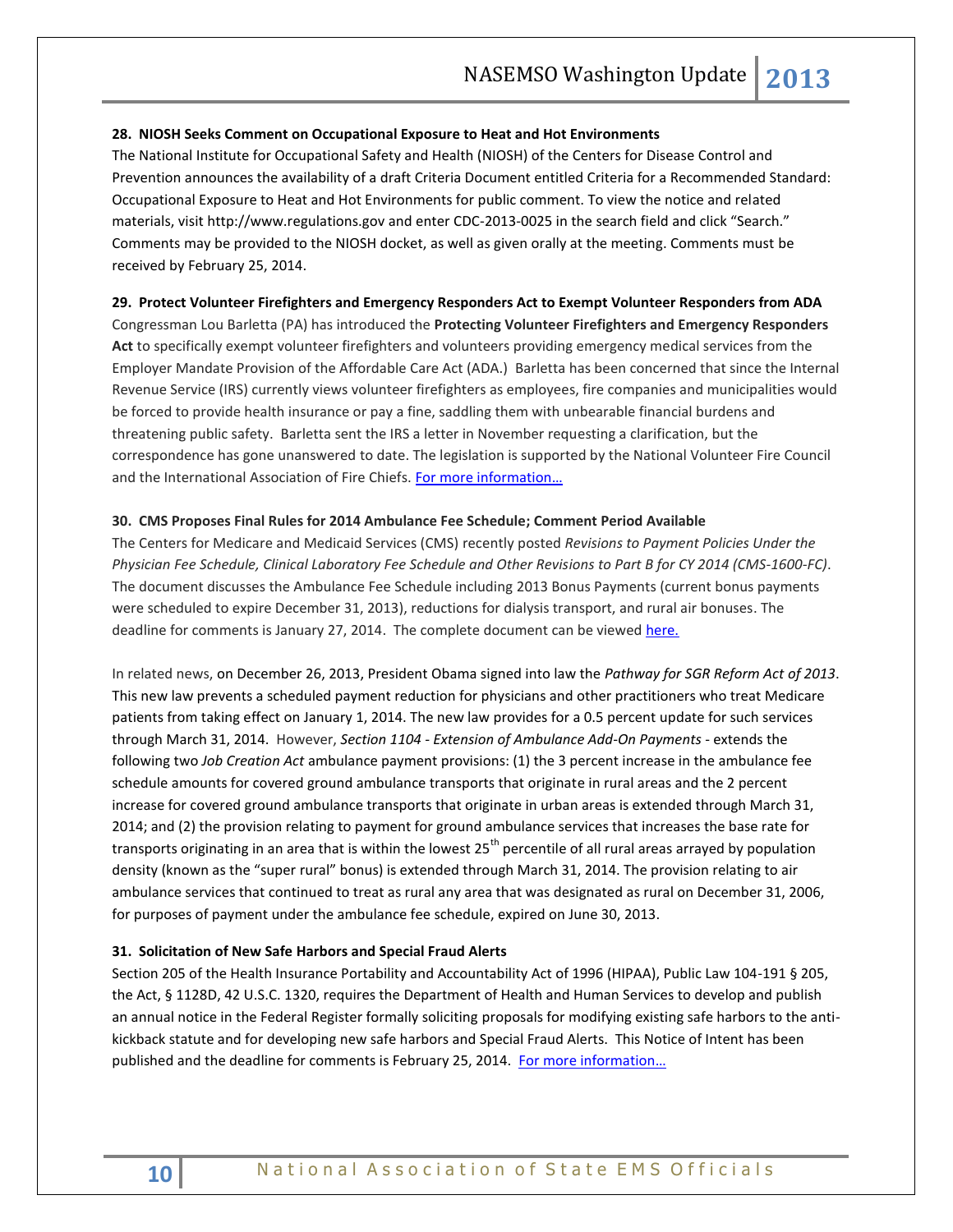**28. NIOSH Seeks Comment on Occupational Exposure to Heat and Hot Environments**

The National Institute for Occupational Safety and Health (NIOSH) of the Centers for Disease Control and Prevention announces the availability of a draft Criteria Document entitled Criteria for a Recommended Standard: Occupational Exposure to Heat and Hot Environments for public comment. To view the notice and related materials, visit http://www.regulations.gov and enter CDC-2013-0025 in the search field and click "Search." Comments may be provided to the NIOSH docket, as well as given orally at the meeting. Comments must be received by February 25, 2014.

**29. Protect Volunteer Firefighters and Emergency Responders Act to Exempt Volunteer Responders from ADA**

Congressman Lou Barletta (PA) has introduced the **Protecting Volunteer Firefighters and Emergency Responders Act** to specifically exempt volunteer firefighters and volunteers providing emergency medical services from the Employer Mandate Provision of the Affordable Care Act (ADA.) Barletta has been concerned that since the Internal Revenue Service (IRS) currently views volunteer firefighters as employees, fire companies and municipalities would be forced to provide health insurance or pay a fine, saddling them with unbearable financial burdens and threatening public safety. Barletta sent the IRS a letter in November requesting a clarification, but the correspondence has gone unanswered to date. The legislation is supported by the National Volunteer Fire Council and the International Association of Fire Chiefs. For more information…

**30. CMS Proposes Final Rules for 2014 Ambulance Fee Schedule; Comment Period Available**

The Centers for Medicare and Medicaid Services (CMS) recently posted *Revisions to Payment Policies Under the Physician Fee Schedule, Clinical Laboratory Fee Schedule and Other Revisions to Part B for CY 2014 (CMS-1600-FC)*. The document discusses the Ambulance Fee Schedule including 2013 Bonus Payments (current bonus payments were scheduled to expire December 31, 2013), reductions for dialysis transport, and rural air bonuses. The deadline for comments is January 27, 2014. The complete document can be viewed here.

In related news, on December 26, 2013, President Obama signed into law the *Pathway for SGR Reform Act of 2013*. This new law prevents a scheduled payment reduction for physicians and other practitioners who treat Medicare patients from taking effect on January 1, 2014. The new law provides for a 0.5 percent update for such services through March 31, 2014. However, *Section 1104 - Extension of Ambulance Add-On Payments* - extends the following two *Job Creation Act* ambulance payment provisions: (1) the 3 percent increase in the ambulance fee schedule amounts for covered ground ambulance transports that originate in rural areas and the 2 percent increase for covered ground ambulance transports that originate in urban areas is extended through March 31, 2014; and (2) the provision relating to payment for ground ambulance services that increases the base rate for transports originating in an area that is within the lowest 25th percentile of all rural areas arrayed by population density (known as the "super rural" bonus) is extended through March 31, 2014. The provision relating to air ambulance services that continued to treat as rural any area that was designated as rural on December 31, 2006, for purposes of payment under the ambulance fee schedule, expired on June 30, 2013.

**31. Solicitation of New Safe Harbors and Special Fraud Alerts**

Section 205 of the Health Insurance Portability and Accountability Act of 1996 (HIPAA), Public Law 104-191 § 205, the Act, § 1128D, 42 U.S.C. 1320, requires the Department of Health and Human Services to develop and publish an annual notice in the Federal Register formally soliciting proposals for modifying existing safe harbors to the anti-kickback statute and for developing new safe harbors and Special Fraud Alerts. This Notice of Intent has been published and the deadline for comments is February 25, 2014. For more information…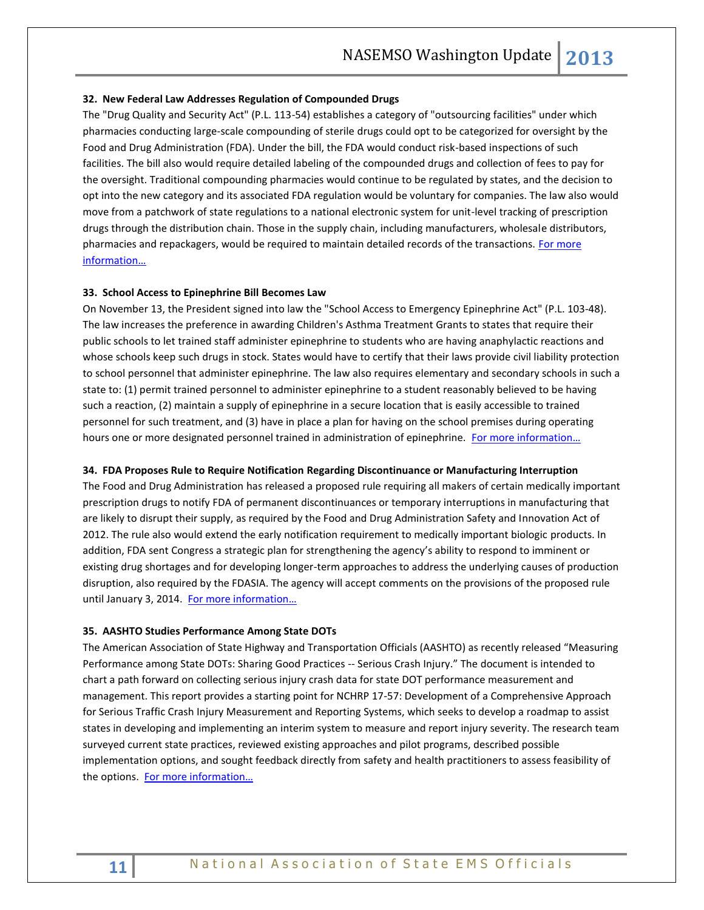**32. New Federal Law Addresses Regulation of Compounded Drugs**

The "Drug Quality and Security Act" (P.L. 113-54) establishes a category of "outsourcing facilities" under which pharmacies conducting large-scale compounding of sterile drugs could opt to be categorized for oversight by the Food and Drug Administration (FDA). Under the bill, the FDA would conduct risk-based inspections of such facilities. The bill also would require detailed labeling of the compounded drugs and collection of fees to pay for the oversight. Traditional compounding pharmacies would continue to be regulated by states, and the decision to opt into the new category and its associated FDA regulation would be voluntary for companies. The law also would move from a patchwork of state regulations to a national electronic system for unit-level tracking of prescription drugs through the distribution chain. Those in the supply chain, including manufacturers, wholesale distributors, pharmacies and repackagers, would be required to maintain detailed records of the transactions. For more information…

**33. School Access to Epinephrine Bill Becomes Law**

On November 13, the President signed into law the "School Access to Emergency Epinephrine Act" (P.L. 103-48). The law increases the preference in awarding Children's Asthma Treatment Grants to states that require their public schools to let trained staff administer epinephrine to students who are having anaphylactic reactions and whose schools keep such drugs in stock. States would have to certify that their laws provide civil liability protection to school personnel that administer epinephrine. The law also requires elementary and secondary schools in such a state to: (1) permit trained personnel to administer epinephrine to a student reasonably believed to be having such a reaction, (2) maintain a supply of epinephrine in a secure location that is easily accessible to trained personnel for such treatment, and (3) have in place a plan for having on the school premises during operating hours one or more designated personnel trained in administration of epinephrine. For more information…

**34. FDA Proposes Rule to Require Notification Regarding Discontinuance or Manufacturing Interruption**

The Food and Drug Administration has released a proposed rule requiring all makers of certain medically important prescription drugs to notify FDA of permanent discontinuances or temporary interruptions in manufacturing that are likely to disrupt their supply, as required by the Food and Drug Administration Safety and Innovation Act of 2012. The rule also would extend the early notification requirement to medically important biologic products. In addition, FDA sent Congress a strategic plan for strengthening the agency's ability to respond to imminent or existing drug shortages and for developing longer-term approaches to address the underlying causes of production disruption, also required by the FDASIA. The agency will accept comments on the provisions of the proposed rule until January 3, 2014. For more information…

**35. AASHTO Studies Performance Among State DOTs**

The American Association of State Highway and Transportation Officials (AASHTO) as recently released "Measuring Performance among State DOTs: Sharing Good Practices -- Serious Crash Injury." The document is intended to chart a path forward on collecting serious injury crash data for state DOT performance measurement and management. This report provides a starting point for NCHRP 17-57: Development of a Comprehensive Approach for Serious Traffic Crash Injury Measurement and Reporting Systems, which seeks to develop a roadmap to assist states in developing and implementing an interim system to measure and report injury severity. The research team surveyed current state practices, reviewed existing approaches and pilot programs, described possible implementation options, and sought feedback directly from safety and health practitioners to assess feasibility of the options. For more information…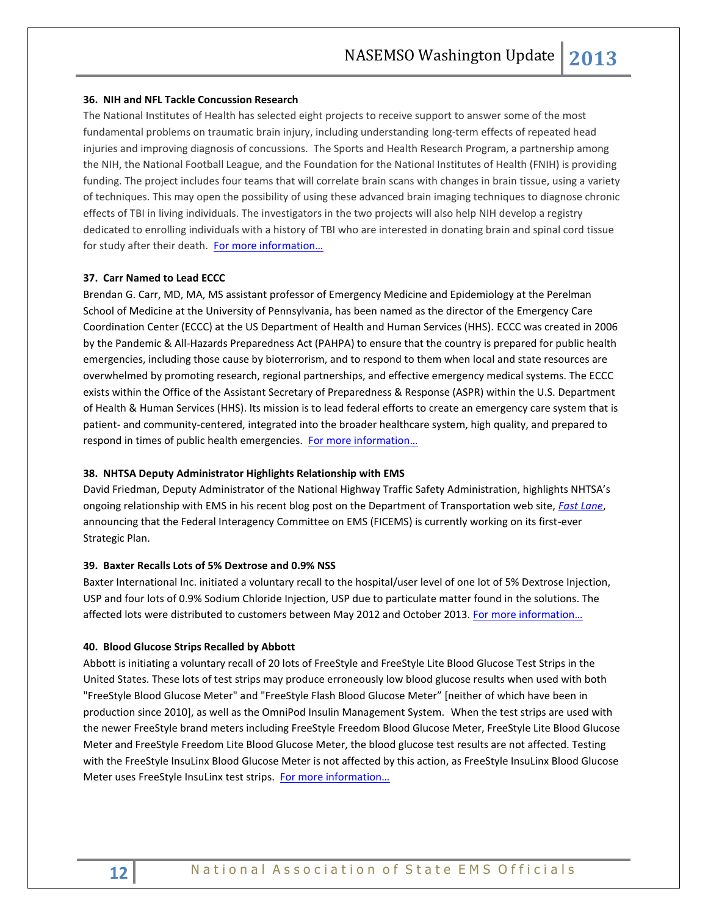### 36. NIH and NFL Tackle Concussion Research

The National Institutes of Health has selected eight projects to receive support to answer some of the most fundamental problems on traumatic brain injury, including understanding long-term effects of repeated head injuries and improving diagnosis of concussions. The Sports and Health Research Program, a partnership among the NIH, the National Football League, and the Foundation for the National Institutes of Health (FNIH) is providing funding. The project includes four teams that will correlate brain scans with changes in brain tissue, using a variety of techniques. This may open the possibility of using these advanced brain imaging techniques to diagnose chronic effects of TBI in living individuals. The investigators in the two projects will also help NIH develop a registry dedicated to enrolling individuals with a history of TBI who are interested in donating brain and spinal cord tissue for study after their death. For more information…

### 37. Carr Named to Lead ECCC

Brendan G. Carr, MD, MA, MS assistant professor of Emergency Medicine and Epidemiology at the Perelman School of Medicine at the University of Pennsylvania, has been named as the director of the Emergency Care Coordination Center (ECCC) at the US Department of Health and Human Services (HHS). ECCC was created in 2006 by the Pandemic & All-Hazards Preparedness Act (PAHPA) to ensure that the country is prepared for public health emergencies, including those cause by bioterrorism, and to respond to them when local and state resources are overwhelmed by promoting research, regional partnerships, and effective emergency medical systems. The ECCC exists within the Office of the Assistant Secretary of Preparedness & Response (ASPR) within the U.S. Department of Health & Human Services (HHS). Its mission is to lead federal efforts to create an emergency care system that is patient- and community-centered, integrated into the broader healthcare system, high quality, and prepared to respond in times of public health emergencies. For more information…

### 38. NHTSA Deputy Administrator Highlights Relationship with EMS

David Friedman, Deputy Administrator of the National Highway Traffic Safety Administration, highlights NHTSA's ongoing relationship with EMS in his recent blog post on the Department of Transportation web site, *Fast Lane*, announcing that the Federal Interagency Committee on EMS (FICEMS) is currently working on its first-ever Strategic Plan.

### 39. Baxter Recalls Lots of 5% Dextrose and 0.9% NSS

Baxter International Inc. initiated a voluntary recall to the hospital/user level of one lot of 5% Dextrose Injection, USP and four lots of 0.9% Sodium Chloride Injection, USP due to particulate matter found in the solutions. The affected lots were distributed to customers between May 2012 and October 2013. For more information…

### 40. Blood Glucose Strips Recalled by Abbott

Abbott is initiating a voluntary recall of 20 lots of FreeStyle and FreeStyle Lite Blood Glucose Test Strips in the United States. These lots of test strips may produce erroneously low blood glucose results when used with both "FreeStyle Blood Glucose Meter" and "FreeStyle Flash Blood Glucose Meter" [neither of which have been in production since 2010], as well as the OmniPod Insulin Management System. When the test strips are used with the newer FreeStyle brand meters including FreeStyle Freedom Blood Glucose Meter, FreeStyle Lite Blood Glucose Meter and FreeStyle Freedom Lite Blood Glucose Meter, the blood glucose test results are not affected. Testing with the FreeStyle InsuLinx Blood Glucose Meter is not affected by this action, as FreeStyle InsuLinx Blood Glucose Meter uses FreeStyle InsuLinx test strips. For more information…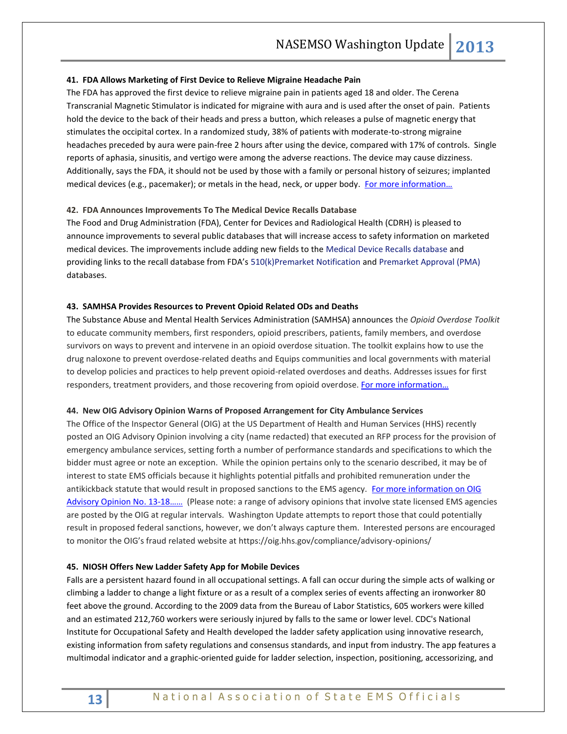**41. FDA Allows Marketing of First Device to Relieve Migraine Headache Pain**

The FDA has approved the first device to relieve migraine pain in patients aged 18 and older. The Cerena Transcranial Magnetic Stimulator is indicated for migraine with aura and is used after the onset of pain. Patients hold the device to the back of their heads and press a button, which releases a pulse of magnetic energy that stimulates the occipital cortex. In a randomized study, 38% of patients with moderate-to-strong migraine headaches preceded by aura were pain-free 2 hours after using the device, compared with 17% of controls. Single reports of aphasia, sinusitis, and vertigo were among the adverse reactions. The device may cause dizziness. Additionally, says the FDA, it should not be used by those with a family or personal history of seizures; implanted medical devices (e.g., pacemaker); or metals in the head, neck, or upper body. For more information…

**42. FDA Announces Improvements To The Medical Device Recalls Database**

The Food and Drug Administration (FDA), Center for Devices and Radiological Health (CDRH) is pleased to announce improvements to several public databases that will increase access to safety information on marketed medical devices. The improvements include adding new fields to the Medical Device Recalls database and providing links to the recall database from FDA's 510(k)Premarket Notification and Premarket Approval (PMA) databases.

**43. SAMHSA Provides Resources to Prevent Opioid Related ODs and Deaths**

The Substance Abuse and Mental Health Services Administration (SAMHSA) announces the *Opioid Overdose Toolkit* to educate community members, first responders, opioid prescribers, patients, family members, and overdose survivors on ways to prevent and intervene in an opioid overdose situation. The toolkit explains how to use the drug naloxone to prevent overdose-related deaths and Equips communities and local governments with material to develop policies and practices to help prevent opioid-related overdoses and deaths. Addresses issues for first responders, treatment providers, and those recovering from opioid overdose. For more information…

**44. New OIG Advisory Opinion Warns of Proposed Arrangement for City Ambulance Services**

The Office of the Inspector General (OIG) at the US Department of Health and Human Services (HHS) recently posted an OIG Advisory Opinion involving a city (name redacted) that executed an RFP process for the provision of emergency ambulance services, setting forth a number of performance standards and specifications to which the bidder must agree or note an exception. While the opinion pertains only to the scenario described, it may be of interest to state EMS officials because it highlights potential pitfalls and prohibited remuneration under the antikickback statute that would result in proposed sanctions to the EMS agency. For more information on OIG Advisory Opinion No. 13-18…… (Please note: a range of advisory opinions that involve state licensed EMS agencies are posted by the OIG at regular intervals. Washington Update attempts to report those that could potentially result in proposed federal sanctions, however, we don't always capture them. Interested persons are encouraged to monitor the OIG's fraud related website at https://oig.hhs.gov/compliance/advisory-opinions/

**45. NIOSH Offers New Ladder Safety App for Mobile Devices**

Falls are a persistent hazard found in all occupational settings. A fall can occur during the simple acts of walking or climbing a ladder to change a light fixture or as a result of a complex series of events affecting an ironworker 80 feet above the ground. According to the 2009 data from the Bureau of Labor Statistics, 605 workers were killed and an estimated 212,760 workers were seriously injured by falls to the same or lower level. CDC's National Institute for Occupational Safety and Health developed the ladder safety application using innovative research, existing information from safety regulations and consensus standards, and input from industry. The app features a multimodal indicator and a graphic-oriented guide for ladder selection, inspection, positioning, accessorizing, and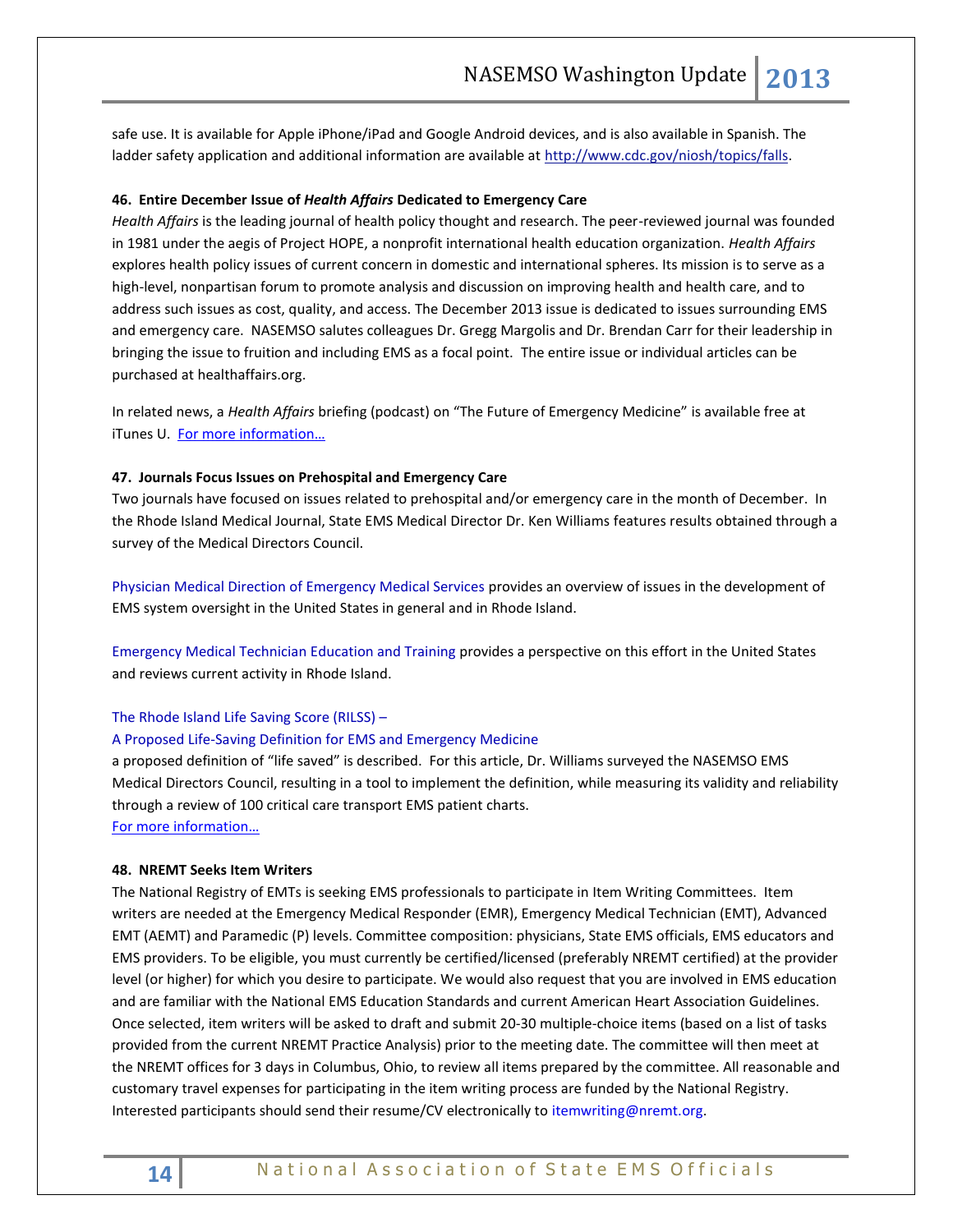safe use. It is available for Apple iPhone/iPad and Google Android devices, and is also available in Spanish. The ladder safety application and additional information are available at http://www.cdc.gov/niosh/topics/falls.

**46. Entire December Issue of *Health Affairs* Dedicated to Emergency Care**

*Health Affairs* is the leading journal of health policy thought and research. The peer-reviewed journal was founded in 1981 under the aegis of Project HOPE, a nonprofit international health education organization. *Health Affairs* explores health policy issues of current concern in domestic and international spheres. Its mission is to serve as a high-level, nonpartisan forum to promote analysis and discussion on improving health and health care, and to address such issues as cost, quality, and access. The December 2013 issue is dedicated to issues surrounding EMS and emergency care. NASEMSO salutes colleagues Dr. Gregg Margolis and Dr. Brendan Carr for their leadership in bringing the issue to fruition and including EMS as a focal point. The entire issue or individual articles can be purchased at healthaffairs.org.

In related news, a *Health Affairs* briefing (podcast) on "The Future of Emergency Medicine" is available free at iTunes U. For more information…

**47. Journals Focus Issues on Prehospital and Emergency Care**

Two journals have focused on issues related to prehospital and/or emergency care in the month of December. In the Rhode Island Medical Journal, State EMS Medical Director Dr. Ken Williams features results obtained through a survey of the Medical Directors Council.

Physician Medical Direction of Emergency Medical Services provides an overview of issues in the development of EMS system oversight in the United States in general and in Rhode Island.

Emergency Medical Technician Education and Training provides a perspective on this effort in the United States and reviews current activity in Rhode Island.

The Rhode Island Life Saving Score (RILSS) –
A Proposed Life-Saving Definition for EMS and Emergency Medicine
a proposed definition of "life saved" is described. For this article, Dr. Williams surveyed the NASEMSO EMS Medical Directors Council, resulting in a tool to implement the definition, while measuring its validity and reliability through a review of 100 critical care transport EMS patient charts.
For more information…

**48. NREMT Seeks Item Writers**

The National Registry of EMTs is seeking EMS professionals to participate in Item Writing Committees. Item writers are needed at the Emergency Medical Responder (EMR), Emergency Medical Technician (EMT), Advanced EMT (AEMT) and Paramedic (P) levels. Committee composition: physicians, State EMS officials, EMS educators and EMS providers. To be eligible, you must currently be certified/licensed (preferably NREMT certified) at the provider level (or higher) for which you desire to participate. We would also request that you are involved in EMS education and are familiar with the National EMS Education Standards and current American Heart Association Guidelines. Once selected, item writers will be asked to draft and submit 20-30 multiple-choice items (based on a list of tasks provided from the current NREMT Practice Analysis) prior to the meeting date. The committee will then meet at the NREMT offices for 3 days in Columbus, Ohio, to review all items prepared by the committee. All reasonable and customary travel expenses for participating in the item writing process are funded by the National Registry. Interested participants should send their resume/CV electronically to itemwriting@nremt.org.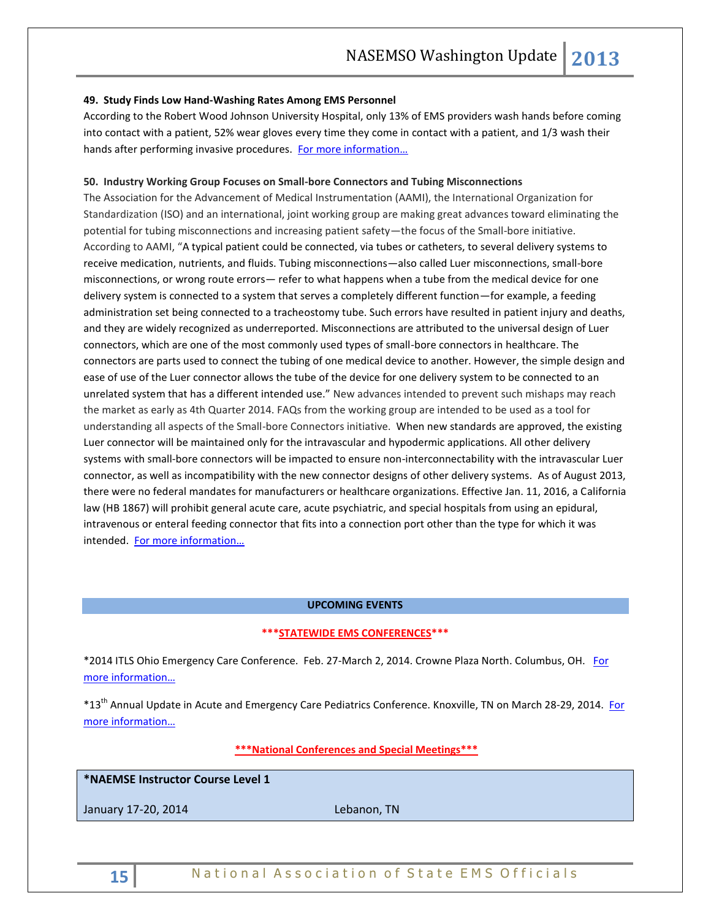**49. Study Finds Low Hand-Washing Rates Among EMS Personnel**

According to the Robert Wood Johnson University Hospital, only 13% of EMS providers wash hands before coming into contact with a patient, 52% wear gloves every time they come in contact with a patient, and 1/3 wash their hands after performing invasive procedures. For more information…

**50. Industry Working Group Focuses on Small-bore Connectors and Tubing Misconnections**

The Association for the Advancement of Medical Instrumentation (AAMI), the International Organization for Standardization (ISO) and an international, joint working group are making great advances toward eliminating the potential for tubing misconnections and increasing patient safety—the focus of the Small-bore initiative. According to AAMI, "A typical patient could be connected, via tubes or catheters, to several delivery systems to receive medication, nutrients, and fluids. Tubing misconnections—also called Luer misconnections, small-bore misconnections, or wrong route errors— refer to what happens when a tube from the medical device for one delivery system is connected to a system that serves a completely different function—for example, a feeding administration set being connected to a tracheostomy tube. Such errors have resulted in patient injury and deaths, and they are widely recognized as underreported. Misconnections are attributed to the universal design of Luer connectors, which are one of the most commonly used types of small-bore connectors in healthcare. The connectors are parts used to connect the tubing of one medical device to another. However, the simple design and ease of use of the Luer connector allows the tube of the device for one delivery system to be connected to an unrelated system that has a different intended use." New advances intended to prevent such mishaps may reach the market as early as 4th Quarter 2014. FAQs from the working group are intended to be used as a tool for understanding all aspects of the Small-bore Connectors initiative. When new standards are approved, the existing Luer connector will be maintained only for the intravascular and hypodermic applications. All other delivery systems with small-bore connectors will be impacted to ensure non-interconnectability with the intravascular Luer connector, as well as incompatibility with the new connector designs of other delivery systems. As of August 2013, there were no federal mandates for manufacturers or healthcare organizations. Effective Jan. 11, 2016, a California law (HB 1867) will prohibit general acute care, acute psychiatric, and special hospitals from using an epidural, intravenous or enteral feeding connector that fits into a connection port other than the type for which it was intended. For more information…

## UPCOMING EVENTS

**\*\*\*STATEWIDE EMS CONFERENCES\*\*\***

*2014 ITLS Ohio Emergency Care Conference. Feb. 27-March 2, 2014. Crowne Plaza North. Columbus, OH. For more information…

*13th Annual Update in Acute and Emergency Care Pediatrics Conference. Knoxville, TN on March 28-29, 2014. For more information…

**\*\*\*National Conferences and Special Meetings\*\*\***

**\*NAEMSE Instructor Course Level 1**

January 17-20, 2014 — Lebanon, TN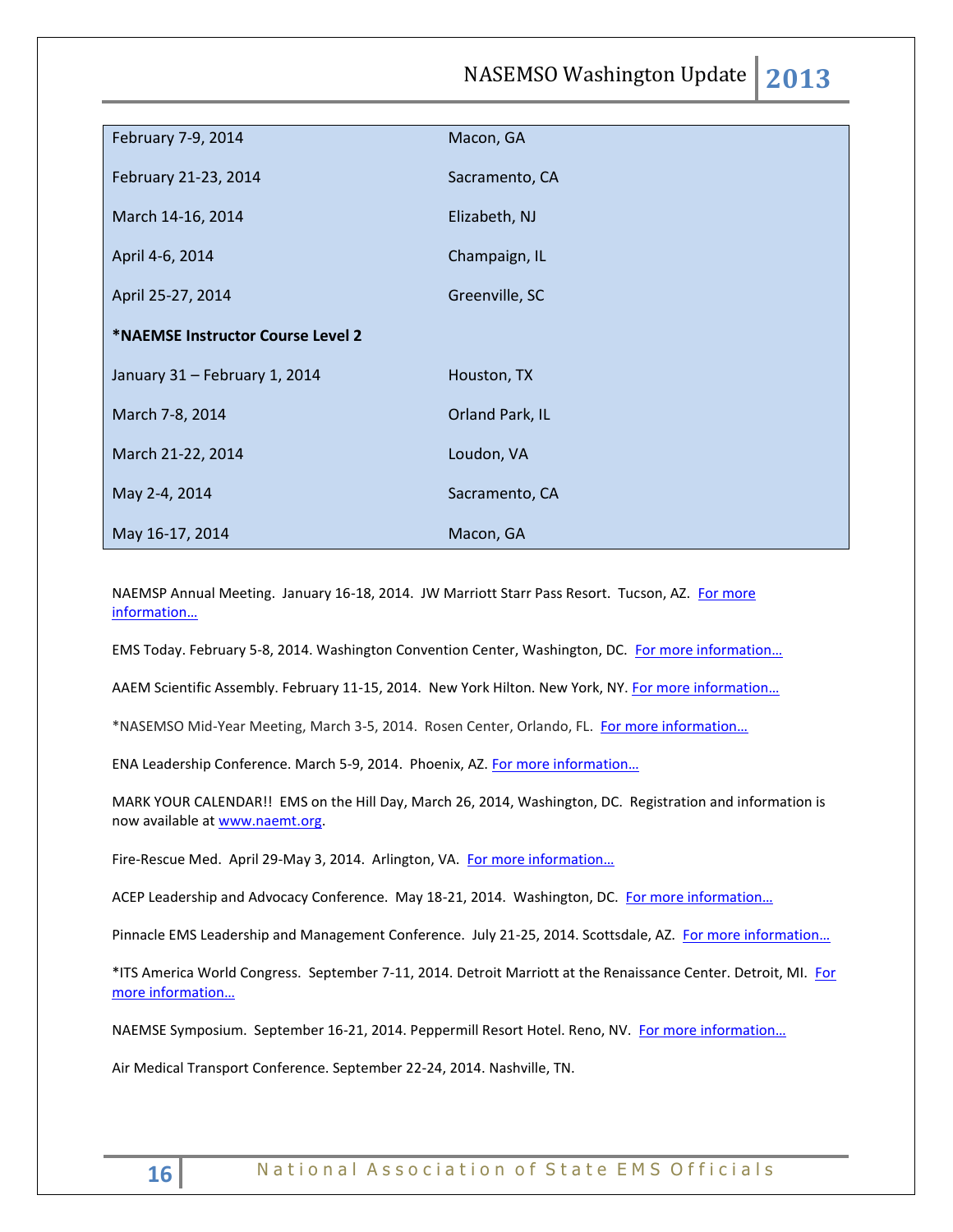| | |
|---|---|
| February 7-9, 2014 | Macon, GA |
| February 21-23, 2014 | Sacramento, CA |
| March 14-16, 2014 | Elizabeth, NJ |
| April 4-6, 2014 | Champaign, IL |
| April 25-27, 2014 | Greenville, SC |
| **\*NAEMSE Instructor Course Level 2** | |
| January 31 – February 1, 2014 | Houston, TX |
| March 7-8, 2014 | Orland Park, IL |
| March 21-22, 2014 | Loudon, VA |
| May 2-4, 2014 | Sacramento, CA |
| May 16-17, 2014 | Macon, GA |

NAEMSP Annual Meeting. January 16-18, 2014. JW Marriott Starr Pass Resort. Tucson, AZ. For more information…

EMS Today. February 5-8, 2014. Washington Convention Center, Washington, DC. For more information…

AAEM Scientific Assembly. February 11-15, 2014. New York Hilton. New York, NY. For more information…

*NASEMSO Mid-Year Meeting, March 3-5, 2014. Rosen Center, Orlando, FL. For more information…

ENA Leadership Conference. March 5-9, 2014. Phoenix, AZ. For more information…

MARK YOUR CALENDAR!! EMS on the Hill Day, March 26, 2014, Washington, DC. Registration and information is now available at www.naemt.org.

Fire-Rescue Med. April 29-May 3, 2014. Arlington, VA. For more information…

ACEP Leadership and Advocacy Conference. May 18-21, 2014. Washington, DC. For more information…

Pinnacle EMS Leadership and Management Conference. July 21-25, 2014. Scottsdale, AZ. For more information…

*ITS America World Congress. September 7-11, 2014. Detroit Marriott at the Renaissance Center. Detroit, MI. For more information…

NAEMSE Symposium. September 16-21, 2014. Peppermill Resort Hotel. Reno, NV. For more information…

Air Medical Transport Conference. September 22-24, 2014. Nashville, TN.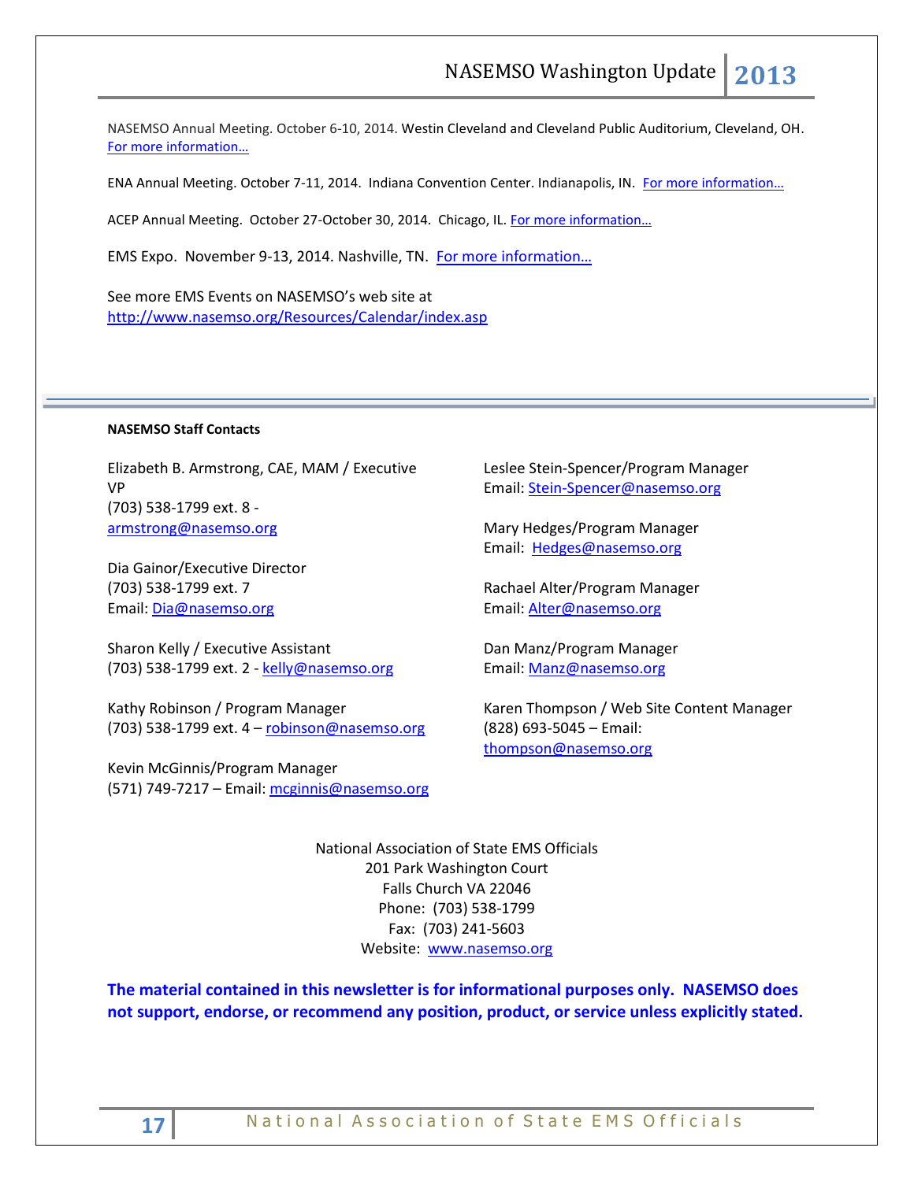NASEMSO Annual Meeting. October 6-10, 2014. Westin Cleveland and Cleveland Public Auditorium, Cleveland, OH. For more information…

ENA Annual Meeting. October 7-11, 2014. Indiana Convention Center. Indianapolis, IN. For more information…

ACEP Annual Meeting. October 27-October 30, 2014. Chicago, IL. For more information…

EMS Expo. November 9-13, 2014. Nashville, TN. For more information…

See more EMS Events on NASEMSO's web site at http://www.nasemso.org/Resources/Calendar/index.asp

---

**NASEMSO Staff Contacts**

Elizabeth B. Armstrong, CAE, MAM / Executive VP
(703) 538-1799 ext. 8 - armstrong@nasemso.org

Dia Gainor/Executive Director
(703) 538-1799 ext. 7
Email: Dia@nasemso.org

Sharon Kelly / Executive Assistant
(703) 538-1799 ext. 2 - kelly@nasemso.org

Kathy Robinson / Program Manager
(703) 538-1799 ext. 4 – robinson@nasemso.org

Kevin McGinnis/Program Manager
(571) 749-7217 – Email: mcginnis@nasemso.org

Leslee Stein-Spencer/Program Manager
Email: Stein-Spencer@nasemso.org

Mary Hedges/Program Manager
Email: Hedges@nasemso.org

Rachael Alter/Program Manager
Email: Alter@nasemso.org

Dan Manz/Program Manager
Email: Manz@nasemso.org

Karen Thompson / Web Site Content Manager
(828) 693-5045 – Email: thompson@nasemso.org

National Association of State EMS Officials
201 Park Washington Court
Falls Church VA 22046
Phone: (703) 538-1799
Fax: (703) 241-5603
Website: www.nasemso.org

**The material contained in this newsletter is for informational purposes only. NASEMSO does not support, endorse, or recommend any position, product, or service unless explicitly stated.**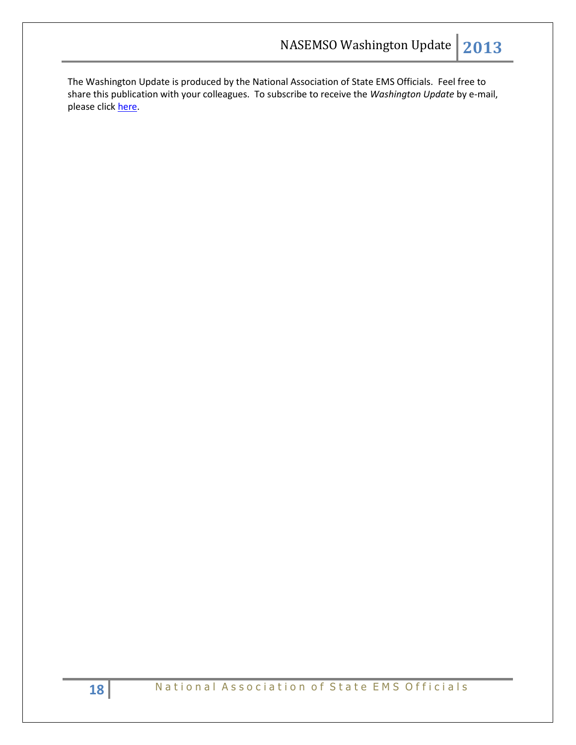The Washington Update is produced by the National Association of State EMS Officials. Feel free to share this publication with your colleagues. To subscribe to receive the *Washington Update* by e-mail, please click here.